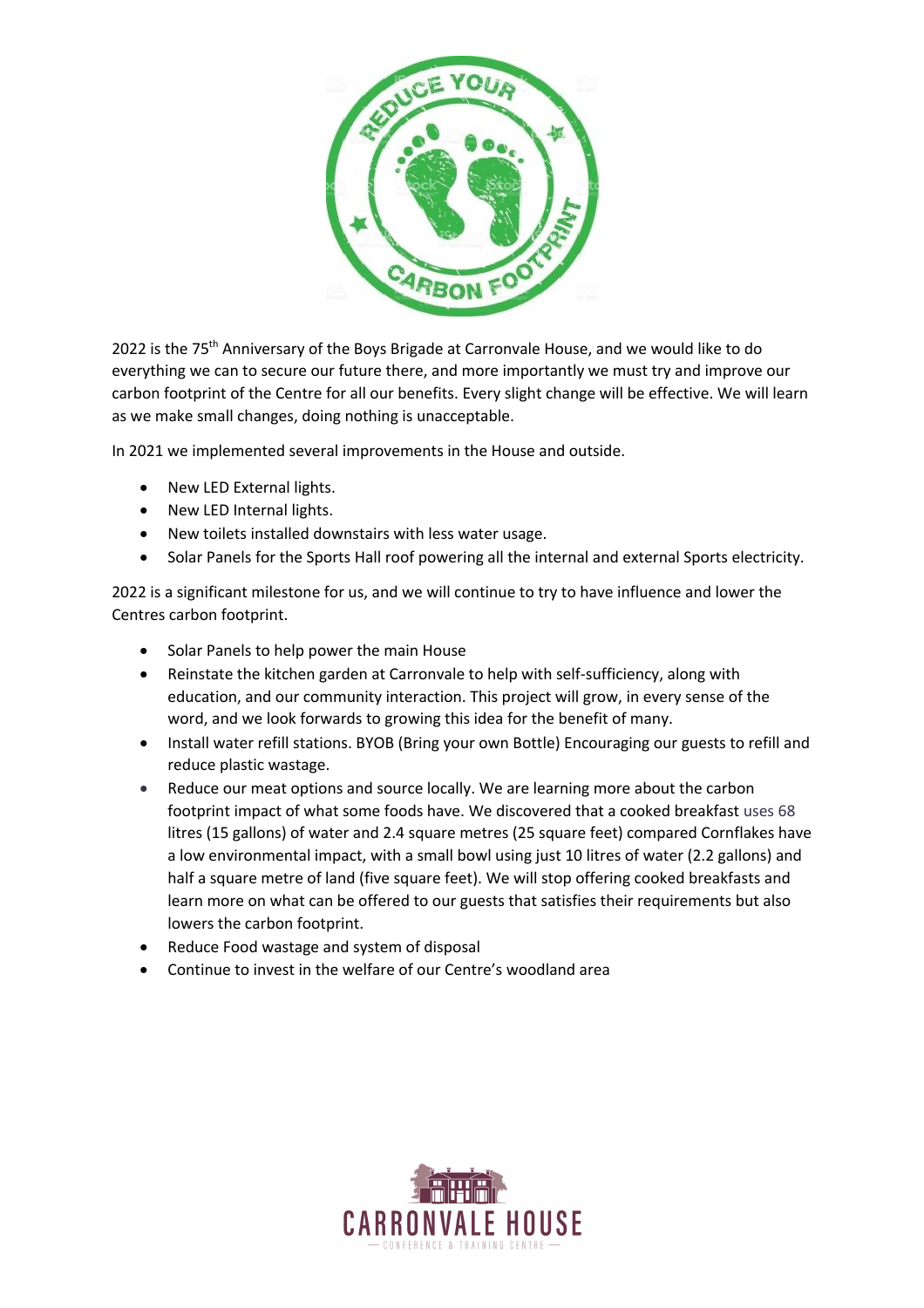2022 is the 75th Anniversary of the Boys Brigade at Carronvale House, and we would like to do everything we can to secure our future there, and more importantly we must try and improve our carbon footprint of the Centre for all our benefits. Every slight change will be effective. We will learn as we make small changes, doing nothing is unacceptable.

In 2021 we implemented several improvements in the House and outside.

- New LED External lights.
- New LED Internal lights.
- New toilets installed downstairs with less water usage.
- Solar Panels for the Sports Hall roof powering all the internal and external Sports electricity.

2022 is a significant milestone for us, and we will continue to try to have influence and lower the Centres carbon footprint.

- Solar Panels to help power the main House
- Reinstate the kitchen garden at Carronvale to help with self-sufficiency, along with education, and our community interaction. This project will grow, in every sense of the word, and we look forwards to growing this idea for the benefit of many.
- Install water refill stations. BYOB (Bring your own Bottle) Encouraging our guests to refill and reduce plastic wastage.
- Reduce our meat options and source locally. We are learning more about the carbon footprint impact of what some foods have. We discovered that a cooked breakfast uses 68 litres (15 gallons) of water and 2.4 square metres (25 square feet) compared Cornflakes have a low environmental impact, with a small bowl using just 10 litres of water (2.2 gallons) and half a square metre of land (five square feet). We will stop offering cooked breakfasts and learn more on what can be offered to our guests that satisfies their requirements but also lowers the carbon footprint.
- Reduce Food wastage and system of disposal
- Continue to invest in the welfare of our Centre's woodland area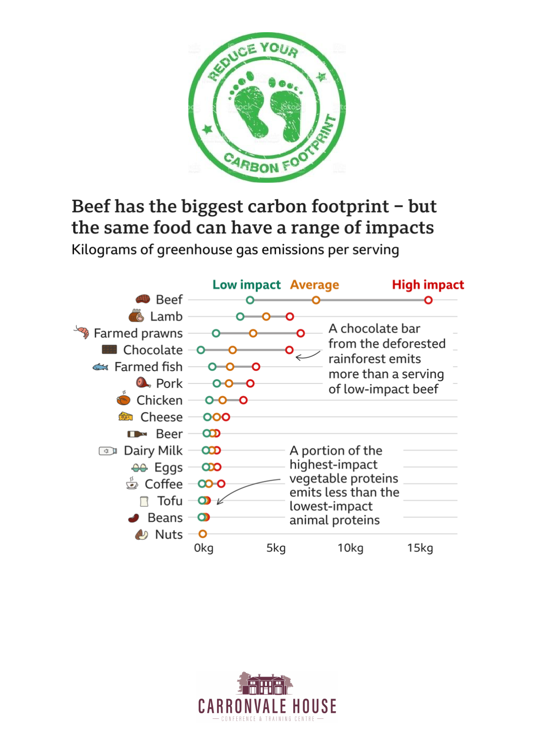REDUCE YOUR CARBON FOOTPRINT

## Beef has the biggest carbon footprint – but the same food can have a range of impacts

Kilograms of greenhouse gas emissions per serving

Low impact Average High impact

Beef
Lamb
Farmed prawns
Chocolate
Farmed fish
Pork
Chicken
Cheese
Beer
Dairy Milk
Eggs
Coffee
Tofu
Beans
Nuts

0kg 5kg 10kg 15kg

A chocolate bar from the deforested rainforest emits more than a serving of low-impact beef

A portion of the highest-impact vegetable proteins emits less than the lowest-impact animal proteins

CARRONVALE HOUSE
CONFERENCE & TRAINING CENTRE